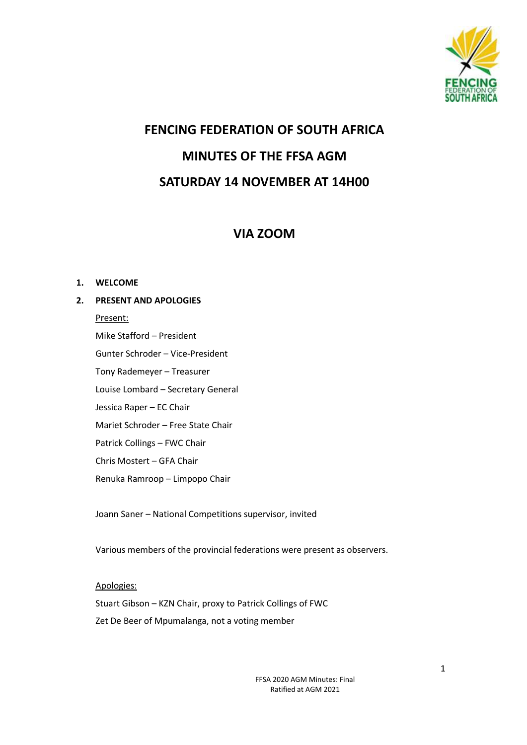# FENCING FEDERATION OF SOUTH AFRICA

## MINUTES OF THE FFSA AGM

## SATURDAY 14 NOVEMBER AT 14H00

## VIA ZOOM

1. **WELCOME**
2. **PRESENT AND APOLOGIES**

   Present:

   Mike Stafford – President

   Gunter Schroder – Vice-President

   Tony Rademeyer – Treasurer

   Louise Lombard – Secretary General

   Jessica Raper – EC Chair

   Mariet Schroder – Free State Chair

   Patrick Collings – FWC Chair

   Chris Mostert – GFA Chair

   Renuka Ramroop – Limpopo Chair

   Joann Saner – National Competitions supervisor, invited

   Various members of the provincial federations were present as observers.

   Apologies:

   Stuart Gibson – KZN Chair, proxy to Patrick Collings of FWC

   Zet De Beer of Mpumalanga, not a voting member

FFSA 2020 AGM Minutes: Final
Ratified at AGM 2021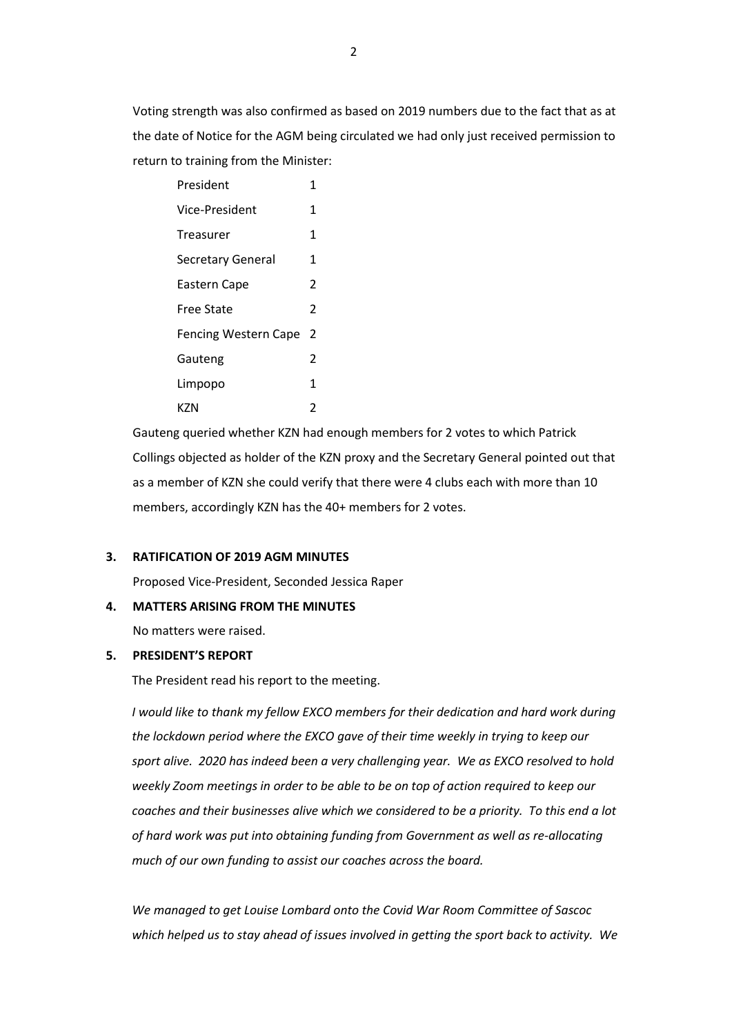Voting strength was also confirmed as based on 2019 numbers due to the fact that as at the date of Notice for the AGM being circulated we had only just received permission to return to training from the Minister:

| | |
|---|---|
| President | 1 |
| Vice-President | 1 |
| Treasurer | 1 |
| Secretary General | 1 |
| Eastern Cape | 2 |
| Free State | 2 |
| Fencing Western Cape | 2 |
| Gauteng | 2 |
| Limpopo | 1 |
| KZN | 2 |

Gauteng queried whether KZN had enough members for 2 votes to which Patrick Collings objected as holder of the KZN proxy and the Secretary General pointed out that as a member of KZN she could verify that there were 4 clubs each with more than 10 members, accordingly KZN has the 40+ members for 2 votes.

**3. RATIFICATION OF 2019 AGM MINUTES**

Proposed Vice-President, Seconded Jessica Raper

**4. MATTERS ARISING FROM THE MINUTES**

No matters were raised.

**5. PRESIDENT'S REPORT**

The President read his report to the meeting.

*I would like to thank my fellow EXCO members for their dedication and hard work during the lockdown period where the EXCO gave of their time weekly in trying to keep our sport alive. 2020 has indeed been a very challenging year. We as EXCO resolved to hold weekly Zoom meetings in order to be able to be on top of action required to keep our coaches and their businesses alive which we considered to be a priority. To this end a lot of hard work was put into obtaining funding from Government as well as re-allocating much of our own funding to assist our coaches across the board.*

*We managed to get Louise Lombard onto the Covid War Room Committee of Sascoc which helped us to stay ahead of issues involved in getting the sport back to activity. We*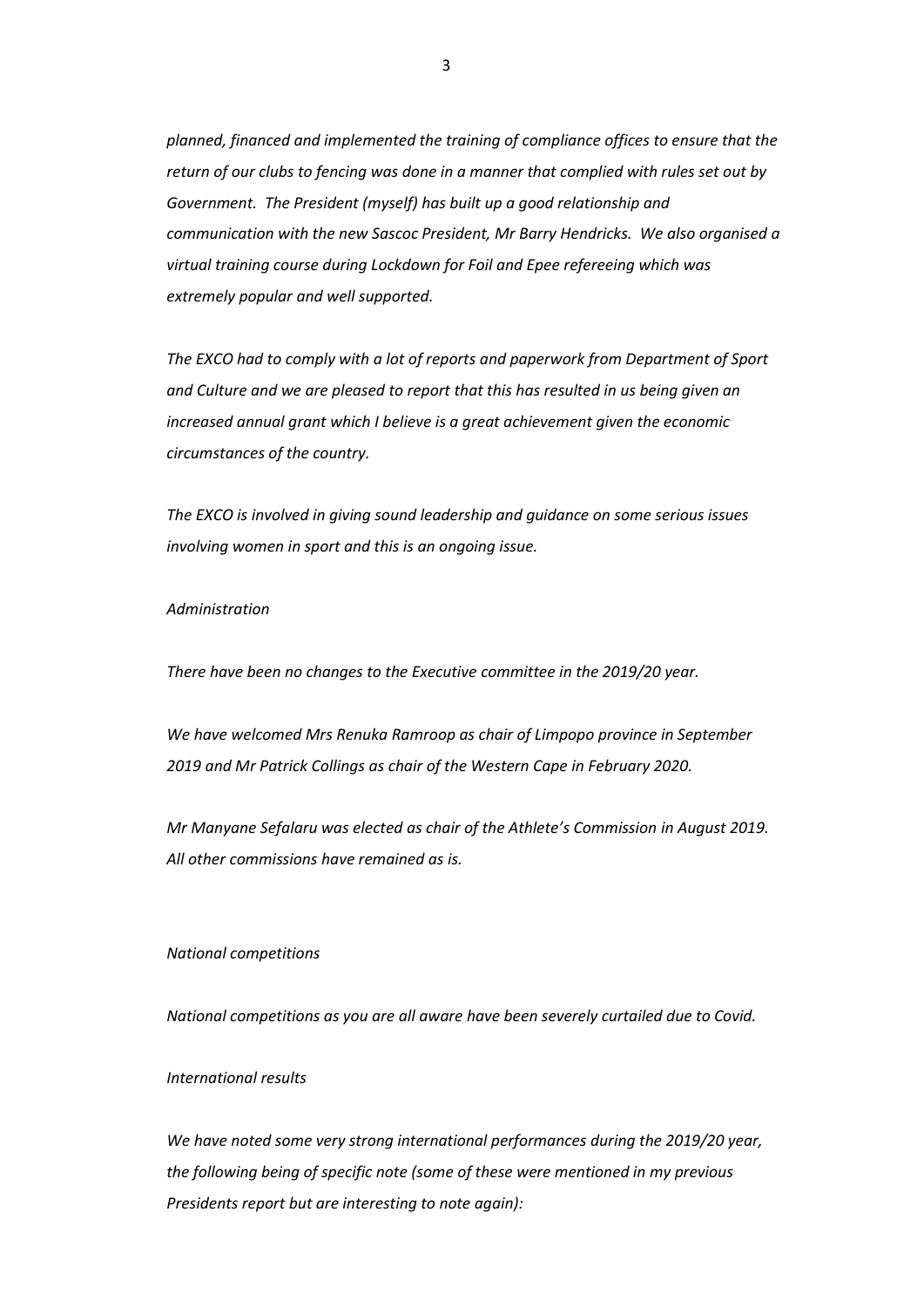*planned, financed and implemented the training of compliance offices to ensure that the return of our clubs to fencing was done in a manner that complied with rules set out by Government. The President (myself) has built up a good relationship and communication with the new Sascoc President, Mr Barry Hendricks. We also organised a virtual training course during Lockdown for Foil and Epee refereeing which was extremely popular and well supported.*

*The EXCO had to comply with a lot of reports and paperwork from Department of Sport and Culture and we are pleased to report that this has resulted in us being given an increased annual grant which I believe is a great achievement given the economic circumstances of the country.*

*The EXCO is involved in giving sound leadership and guidance on some serious issues involving women in sport and this is an ongoing issue.*

*Administration*

*There have been no changes to the Executive committee in the 2019/20 year.*

*We have welcomed Mrs Renuka Ramroop as chair of Limpopo province in September 2019 and Mr Patrick Collings as chair of the Western Cape in February 2020.*

*Mr Manyane Sefalaru was elected as chair of the Athlete's Commission in August 2019. All other commissions have remained as is.*

*National competitions*

*National competitions as you are all aware have been severely curtailed due to Covid.*

*International results*

*We have noted some very strong international performances during the 2019/20 year, the following being of specific note (some of these were mentioned in my previous Presidents report but are interesting to note again):*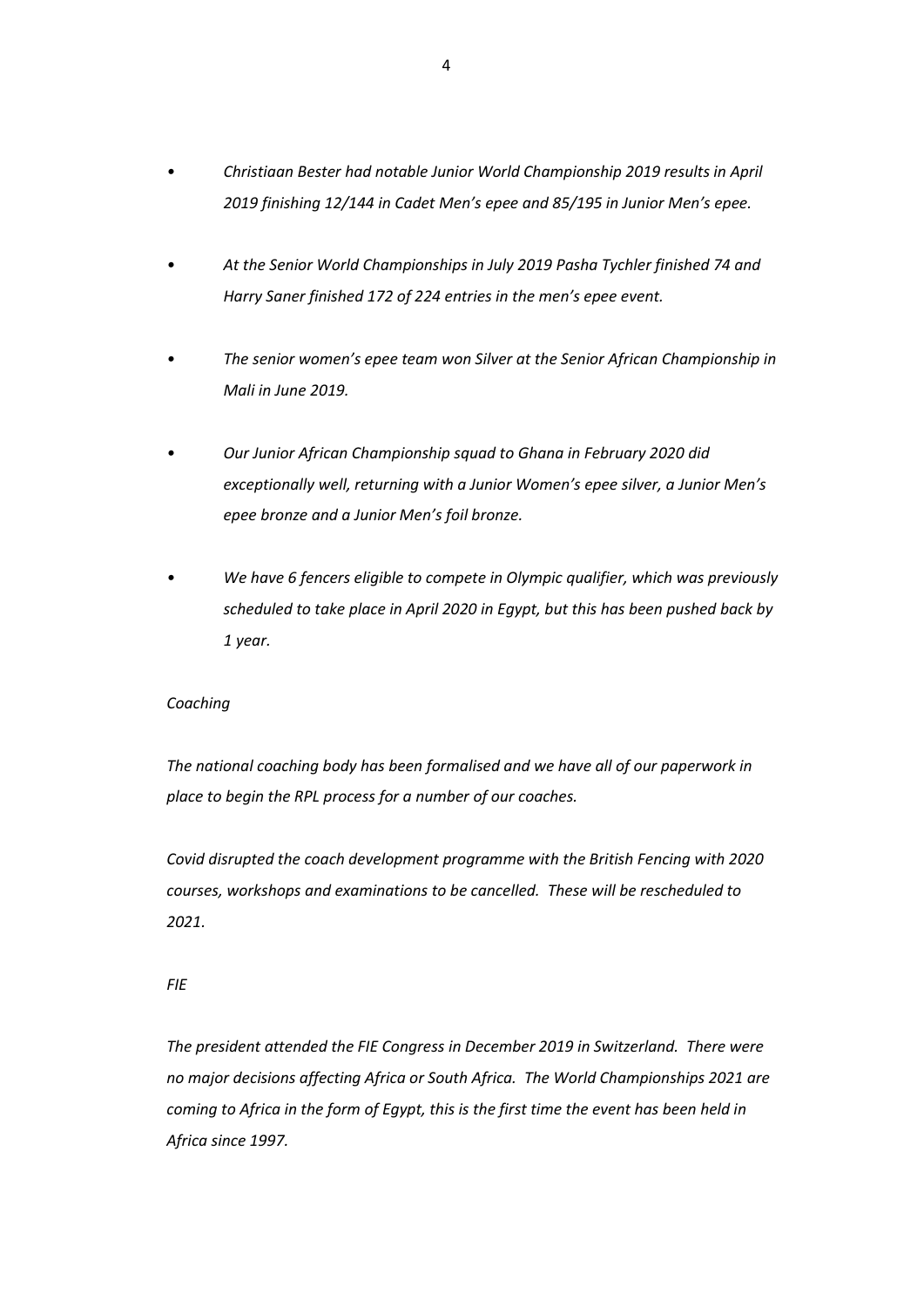- *Christiaan Bester had notable Junior World Championship 2019 results in April 2019 finishing 12/144 in Cadet Men's epee and 85/195 in Junior Men's epee.*

- *At the Senior World Championships in July 2019 Pasha Tychler finished 74 and Harry Saner finished 172 of 224 entries in the men's epee event.*

- *The senior women's epee team won Silver at the Senior African Championship in Mali in June 2019.*

- *Our Junior African Championship squad to Ghana in February 2020 did exceptionally well, returning with a Junior Women's epee silver, a Junior Men's epee bronze and a Junior Men's foil bronze.*

- *We have 6 fencers eligible to compete in Olympic qualifier, which was previously scheduled to take place in April 2020 in Egypt, but this has been pushed back by 1 year.*

*Coaching*

*The national coaching body has been formalised and we have all of our paperwork in place to begin the RPL process for a number of our coaches.*

*Covid disrupted the coach development programme with the British Fencing with 2020 courses, workshops and examinations to be cancelled. These will be rescheduled to 2021.*

*FIE*

*The president attended the FIE Congress in December 2019 in Switzerland. There were no major decisions affecting Africa or South Africa. The World Championships 2021 are coming to Africa in the form of Egypt, this is the first time the event has been held in Africa since 1997.*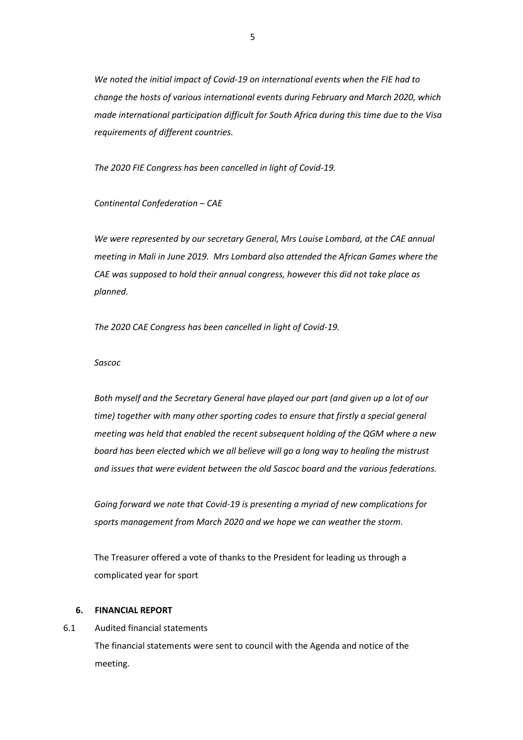*We noted the initial impact of Covid-19 on international events when the FIE had to change the hosts of various international events during February and March 2020, which made international participation difficult for South Africa during this time due to the Visa requirements of different countries.*

*The 2020 FIE Congress has been cancelled in light of Covid-19.*

*Continental Confederation – CAE*

*We were represented by our secretary General, Mrs Louise Lombard, at the CAE annual meeting in Mali in June 2019. Mrs Lombard also attended the African Games where the CAE was supposed to hold their annual congress, however this did not take place as planned.*

*The 2020 CAE Congress has been cancelled in light of Covid-19.*

*Sascoc*

*Both myself and the Secretary General have played our part (and given up a lot of our time) together with many other sporting codes to ensure that firstly a special general meeting was held that enabled the recent subsequent holding of the QGM where a new board has been elected which we all believe will go a long way to healing the mistrust and issues that were evident between the old Sascoc board and the various federations.*

*Going forward we note that Covid-19 is presenting a myriad of new complications for sports management from March 2020 and we hope we can weather the storm.*

The Treasurer offered a vote of thanks to the President for leading us through a complicated year for sport

## 6. FINANCIAL REPORT

6.1 Audited financial statements

The financial statements were sent to council with the Agenda and notice of the meeting.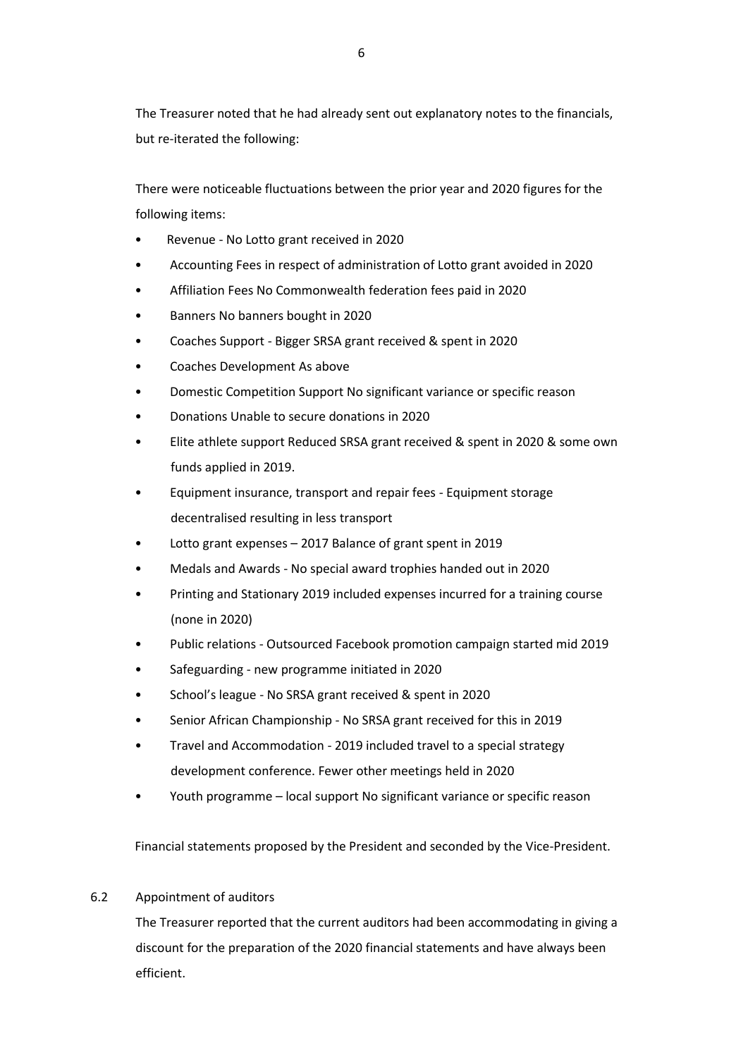The Treasurer noted that he had already sent out explanatory notes to the financials, but re-iterated the following:

There were noticeable fluctuations between the prior year and 2020 figures for the following items:

- Revenue - No Lotto grant received in 2020
- Accounting Fees in respect of administration of Lotto grant avoided in 2020
- Affiliation Fees No Commonwealth federation fees paid in 2020
- Banners No banners bought in 2020
- Coaches Support - Bigger SRSA grant received & spent in 2020
- Coaches Development As above
- Domestic Competition Support No significant variance or specific reason
- Donations Unable to secure donations in 2020
- Elite athlete support Reduced SRSA grant received & spent in 2020 & some own funds applied in 2019.
- Equipment insurance, transport and repair fees - Equipment storage decentralised resulting in less transport
- Lotto grant expenses – 2017 Balance of grant spent in 2019
- Medals and Awards - No special award trophies handed out in 2020
- Printing and Stationary 2019 included expenses incurred for a training course (none in 2020)
- Public relations - Outsourced Facebook promotion campaign started mid 2019
- Safeguarding - new programme initiated in 2020
- School's league - No SRSA grant received & spent in 2020
- Senior African Championship - No SRSA grant received for this in 2019
- Travel and Accommodation - 2019 included travel to a special strategy development conference. Fewer other meetings held in 2020
- Youth programme – local support No significant variance or specific reason

Financial statements proposed by the President and seconded by the Vice-President.

6.2 Appointment of auditors

The Treasurer reported that the current auditors had been accommodating in giving a discount for the preparation of the 2020 financial statements and have always been efficient.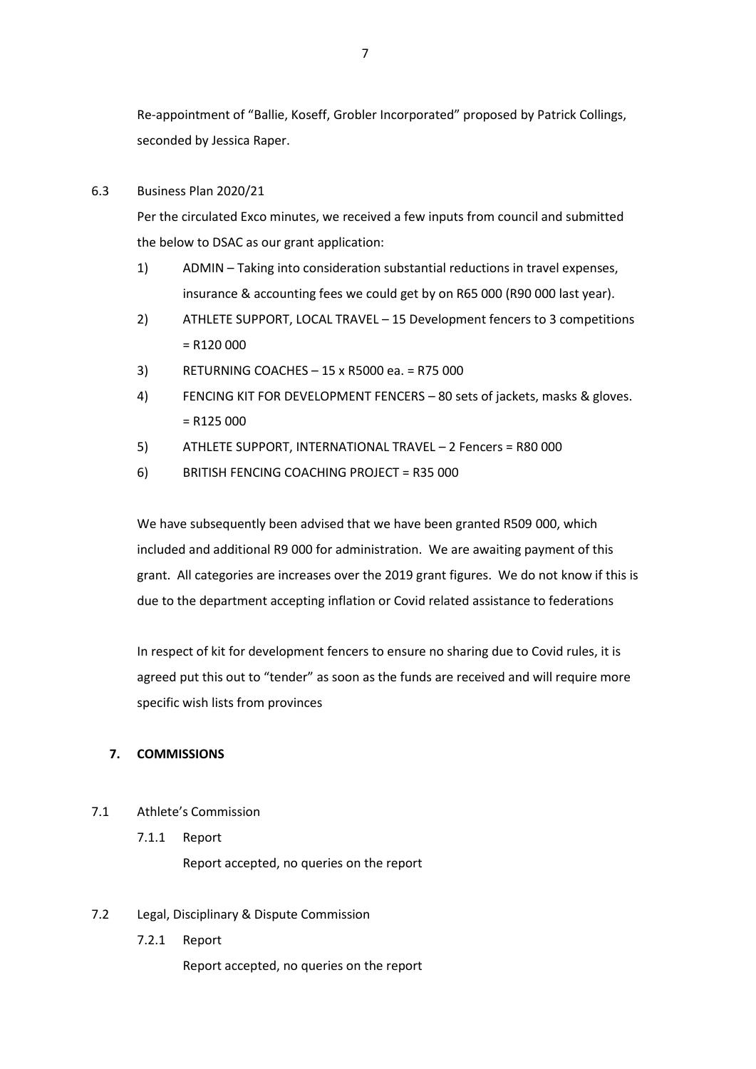Re-appointment of "Ballie, Koseff, Grobler Incorporated" proposed by Patrick Collings, seconded by Jessica Raper.

6.3 Business Plan 2020/21

Per the circulated Exco minutes, we received a few inputs from council and submitted the below to DSAC as our grant application:

1) ADMIN – Taking into consideration substantial reductions in travel expenses, insurance & accounting fees we could get by on R65 000 (R90 000 last year).
2) ATHLETE SUPPORT, LOCAL TRAVEL – 15 Development fencers to 3 competitions = R120 000
3) RETURNING COACHES – 15 x R5000 ea. = R75 000
4) FENCING KIT FOR DEVELOPMENT FENCERS – 80 sets of jackets, masks & gloves. = R125 000
5) ATHLETE SUPPORT, INTERNATIONAL TRAVEL – 2 Fencers = R80 000
6) BRITISH FENCING COACHING PROJECT = R35 000

We have subsequently been advised that we have been granted R509 000, which included and additional R9 000 for administration. We are awaiting payment of this grant. All categories are increases over the 2019 grant figures. We do not know if this is due to the department accepting inflation or Covid related assistance to federations

In respect of kit for development fencers to ensure no sharing due to Covid rules, it is agreed put this out to "tender" as soon as the funds are received and will require more specific wish lists from provinces

## 7. COMMISSIONS

7.1 Athlete's Commission

7.1.1 Report

Report accepted, no queries on the report

7.2 Legal, Disciplinary & Dispute Commission

7.2.1 Report

Report accepted, no queries on the report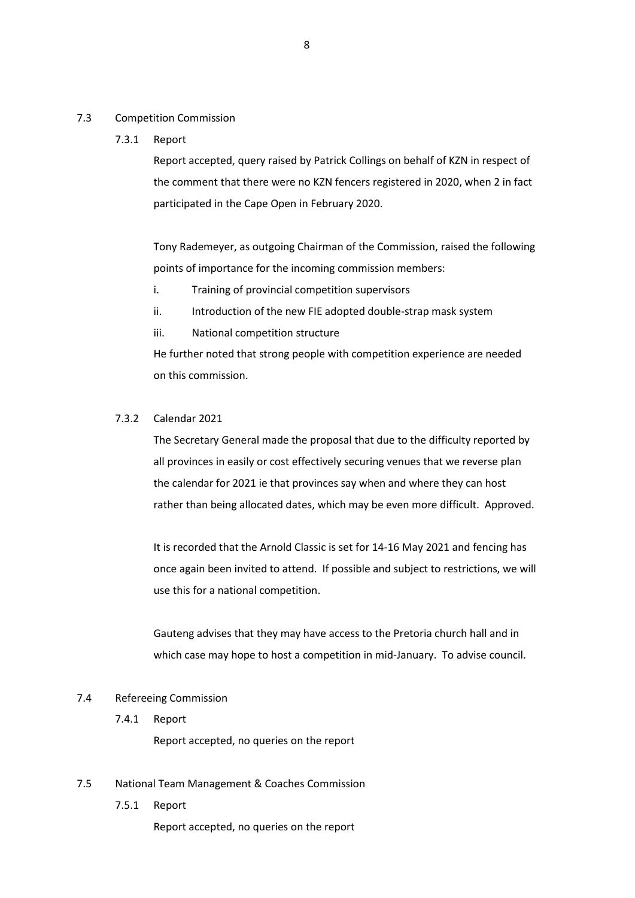### 7.3 Competition Commission

#### 7.3.1 Report

Report accepted, query raised by Patrick Collings on behalf of KZN in respect of the comment that there were no KZN fencers registered in 2020, when 2 in fact participated in the Cape Open in February 2020.

Tony Rademeyer, as outgoing Chairman of the Commission, raised the following points of importance for the incoming commission members:

- i. Training of provincial competition supervisors
- ii. Introduction of the new FIE adopted double-strap mask system
- iii. National competition structure

He further noted that strong people with competition experience are needed on this commission.

#### 7.3.2 Calendar 2021

The Secretary General made the proposal that due to the difficulty reported by all provinces in easily or cost effectively securing venues that we reverse plan the calendar for 2021 ie that provinces say when and where they can host rather than being allocated dates, which may be even more difficult. Approved.

It is recorded that the Arnold Classic is set for 14-16 May 2021 and fencing has once again been invited to attend. If possible and subject to restrictions, we will use this for a national competition.

Gauteng advises that they may have access to the Pretoria church hall and in which case may hope to host a competition in mid-January. To advise council.

### 7.4 Refereeing Commission

#### 7.4.1 Report

Report accepted, no queries on the report

### 7.5 National Team Management & Coaches Commission

#### 7.5.1 Report

Report accepted, no queries on the report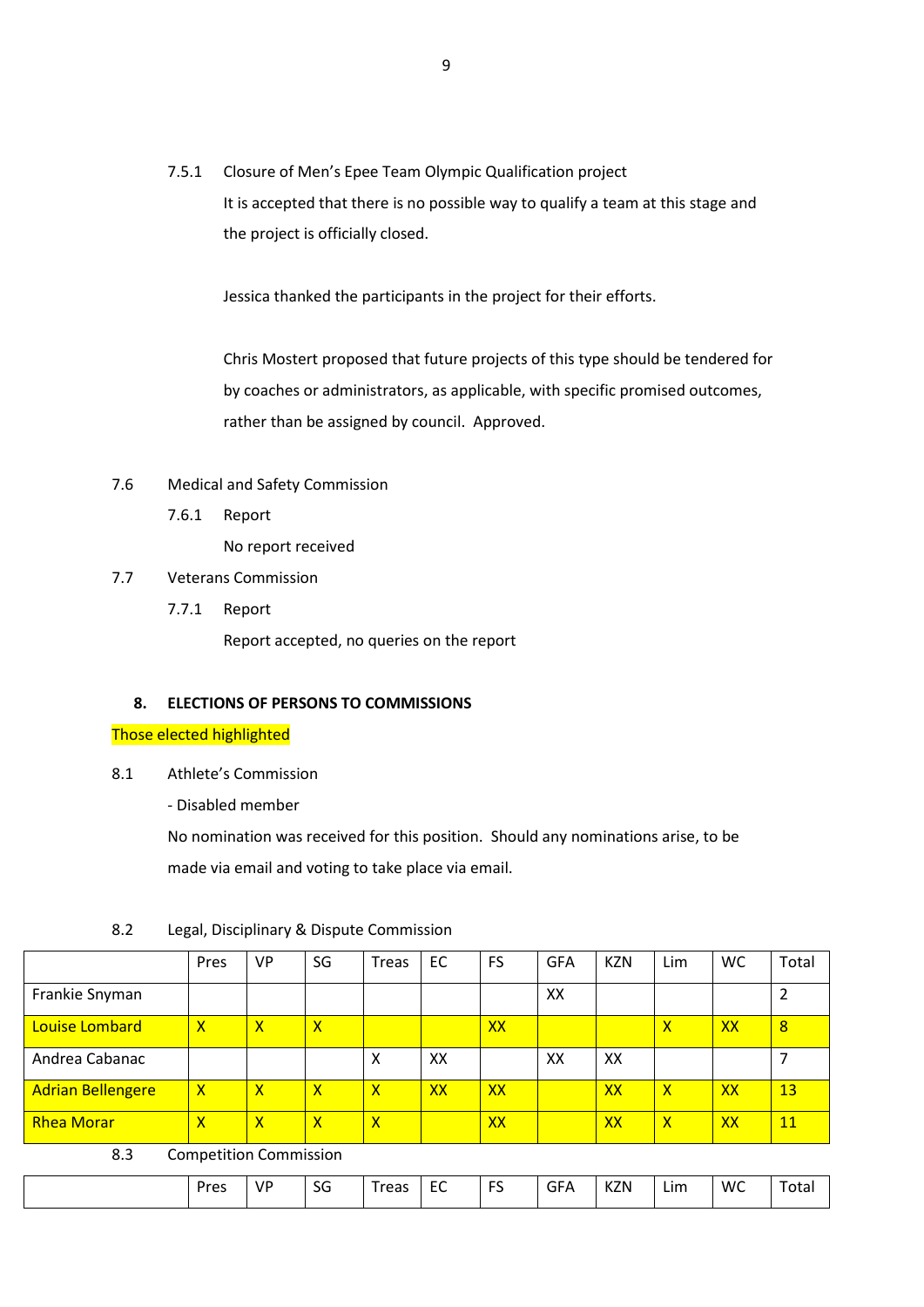7.5.1 Closure of Men's Epee Team Olympic Qualification project

It is accepted that there is no possible way to qualify a team at this stage and the project is officially closed.

Jessica thanked the participants in the project for their efforts.

Chris Mostert proposed that future projects of this type should be tendered for by coaches or administrators, as applicable, with specific promised outcomes, rather than be assigned by council. Approved.

7.6 Medical and Safety Commission

7.6.1 Report

No report received

7.7 Veterans Commission

7.7.1 Report

Report accepted, no queries on the report

## 8. ELECTIONS OF PERSONS TO COMMISSIONS

Those elected highlighted

8.1 Athlete's Commission

- Disabled member

No nomination was received for this position. Should any nominations arise, to be made via email and voting to take place via email.

8.2 Legal, Disciplinary & Dispute Commission

| | Pres | VP | SG | Treas | EC | FS | GFA | KZN | Lim | WC | Total |
|---|---|---|---|---|---|---|---|---|---|---|---|
| Frankie Snyman | | | | | | | XX | | | | 2 |
| Louise Lombard | X | X | X | | | XX | | | X | XX | 8 |
| Andrea Cabanac | | | | X | XX | | XX | XX | | | 7 |
| Adrian Bellengere | X | X | X | X | XX | XX | | XX | X | XX | 13 |
| Rhea Morar | X | X | X | X | | XX | | XX | X | XX | 11 |

8.3 Competition Commission

| | Pres | VP | SG | Treas | EC | FS | GFA | KZN | Lim | WC | Total |
|---|---|---|---|---|---|---|---|---|---|---|---|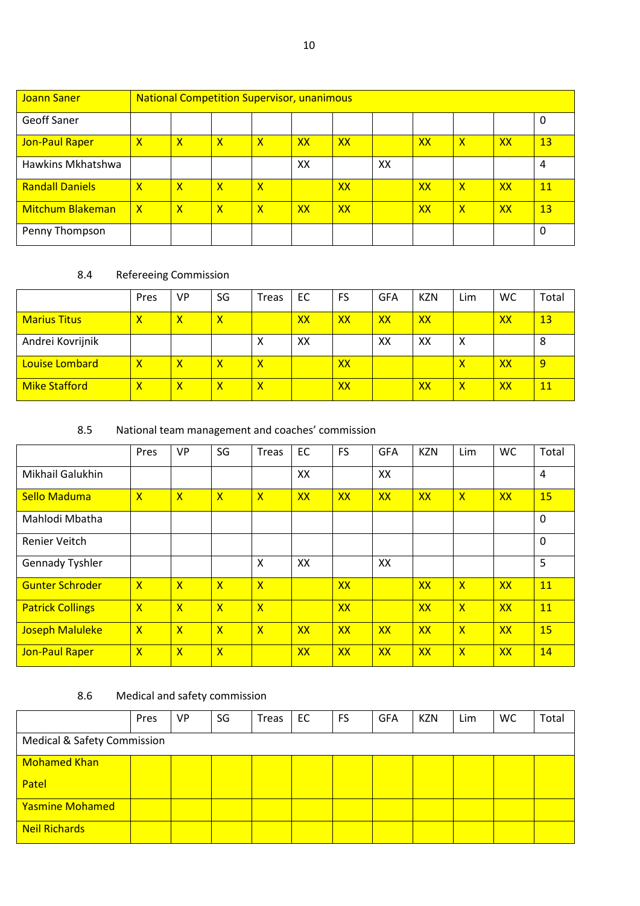| Joann Saner | National Competition Supervisor, unanimous | | | | | | | | | | |
|---|---|---|---|---|---|---|---|---|---|---|---|
| Geoff Saner | | | | | | | | | | | 0 |
| Jon-Paul Raper | X | X | X | X | XX | XX | | XX | X | XX | 13 |
| Hawkins Mkhatshwa | | | | | XX | | XX | | | | 4 |
| Randall Daniels | X | X | X | X | | XX | | XX | X | XX | 11 |
| Mitchum Blakeman | X | X | X | X | XX | XX | | XX | X | XX | 13 |
| Penny Thompson | | | | | | | | | | | 0 |

8.4 Refereeing Commission

| | Pres | VP | SG | Treas | EC | FS | GFA | KZN | Lim | WC | Total |
|---|---|---|---|---|---|---|---|---|---|---|---|
| Marius Titus | X | X | X | | XX | XX | XX | XX | | XX | 13 |
| Andrei Kovrijnik | | | | X | XX | | XX | XX | X | | 8 |
| Louise Lombard | X | X | X | X | | XX | | | X | XX | 9 |
| Mike Stafford | X | X | X | X | | XX | | XX | X | XX | 11 |

8.5 National team management and coaches' commission

| | Pres | VP | SG | Treas | EC | FS | GFA | KZN | Lim | WC | Total |
|---|---|---|---|---|---|---|---|---|---|---|---|
| Mikhail Galukhin | | | | | XX | | XX | | | | 4 |
| Sello Maduma | X | X | X | X | XX | XX | XX | XX | X | XX | 15 |
| Mahlodi Mbatha | | | | | | | | | | | 0 |
| Renier Veitch | | | | | | | | | | | 0 |
| Gennady Tyshler | | | | X | XX | | XX | | | | 5 |
| Gunter Schroder | X | X | X | X | | XX | | XX | X | XX | 11 |
| Patrick Collings | X | X | X | X | | XX | | XX | X | XX | 11 |
| Joseph Maluleke | X | X | X | X | XX | XX | XX | XX | X | XX | 15 |
| Jon-Paul Raper | X | X | X | | XX | XX | XX | XX | X | XX | 14 |

8.6 Medical and safety commission

| | Pres | VP | SG | Treas | EC | FS | GFA | KZN | Lim | WC | Total |
|---|---|---|---|---|---|---|---|---|---|---|---|
| Medical & Safety Commission | | | | | | | | | | | |
| Mohamed Khan Patel | | | | | | | | | | | |
| Yasmine Mohamed | | | | | | | | | | | |
| Neil Richards | | | | | | | | | | | |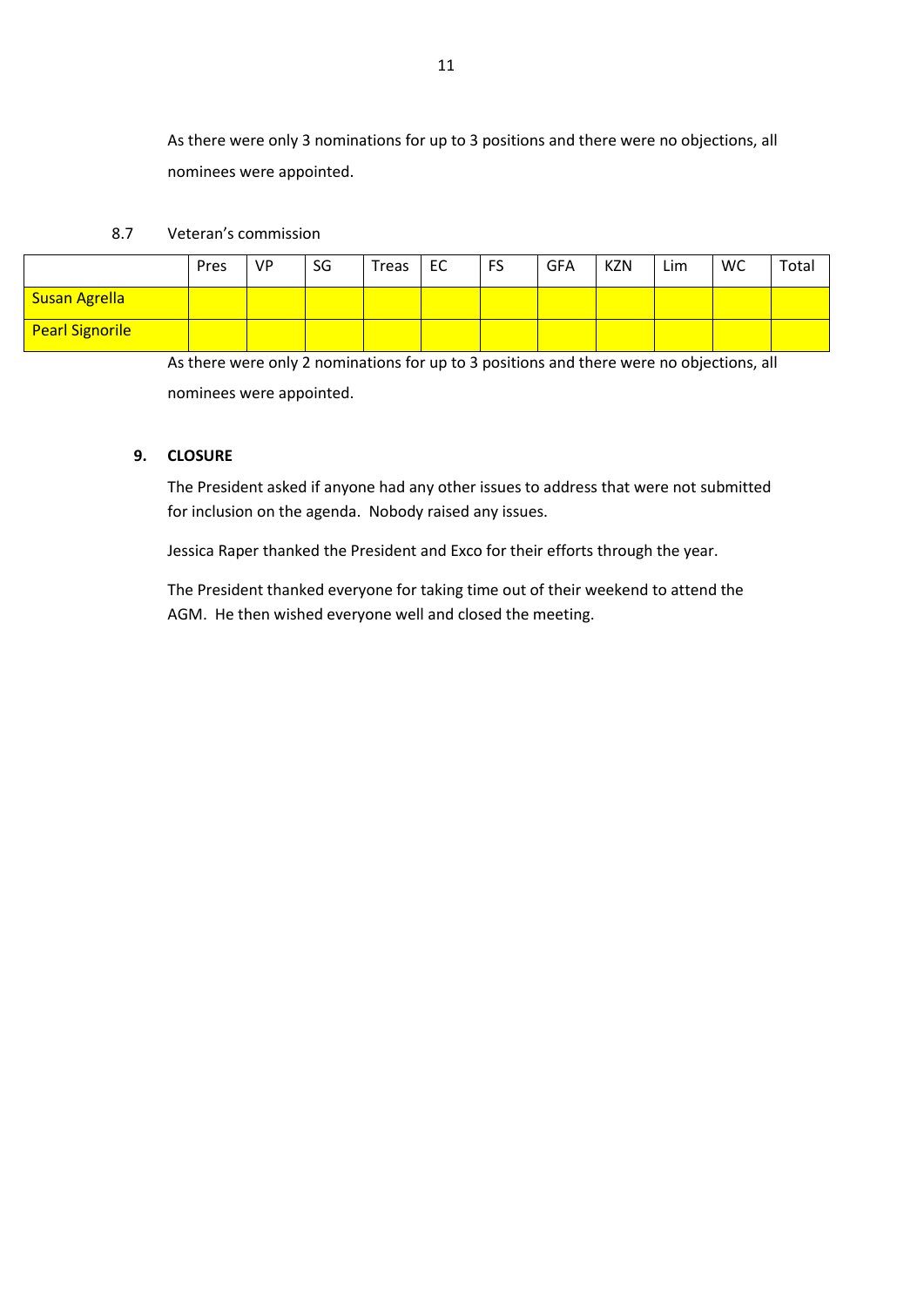As there were only 3 nominations for up to 3 positions and there were no objections, all nominees were appointed.

8.7 Veteran's commission

| | Pres | VP | SG | Treas | EC | FS | GFA | KZN | Lim | WC | Total |
|---|---|---|---|---|---|---|---|---|---|---|---|
| Susan Agrella | | | | | | | | | | | |
| Pearl Signorile | | | | | | | | | | | |

As there were only 2 nominations for up to 3 positions and there were no objections, all nominees were appointed.

## 9. CLOSURE

The President asked if anyone had any other issues to address that were not submitted for inclusion on the agenda. Nobody raised any issues.

Jessica Raper thanked the President and Exco for their efforts through the year.

The President thanked everyone for taking time out of their weekend to attend the AGM. He then wished everyone well and closed the meeting.